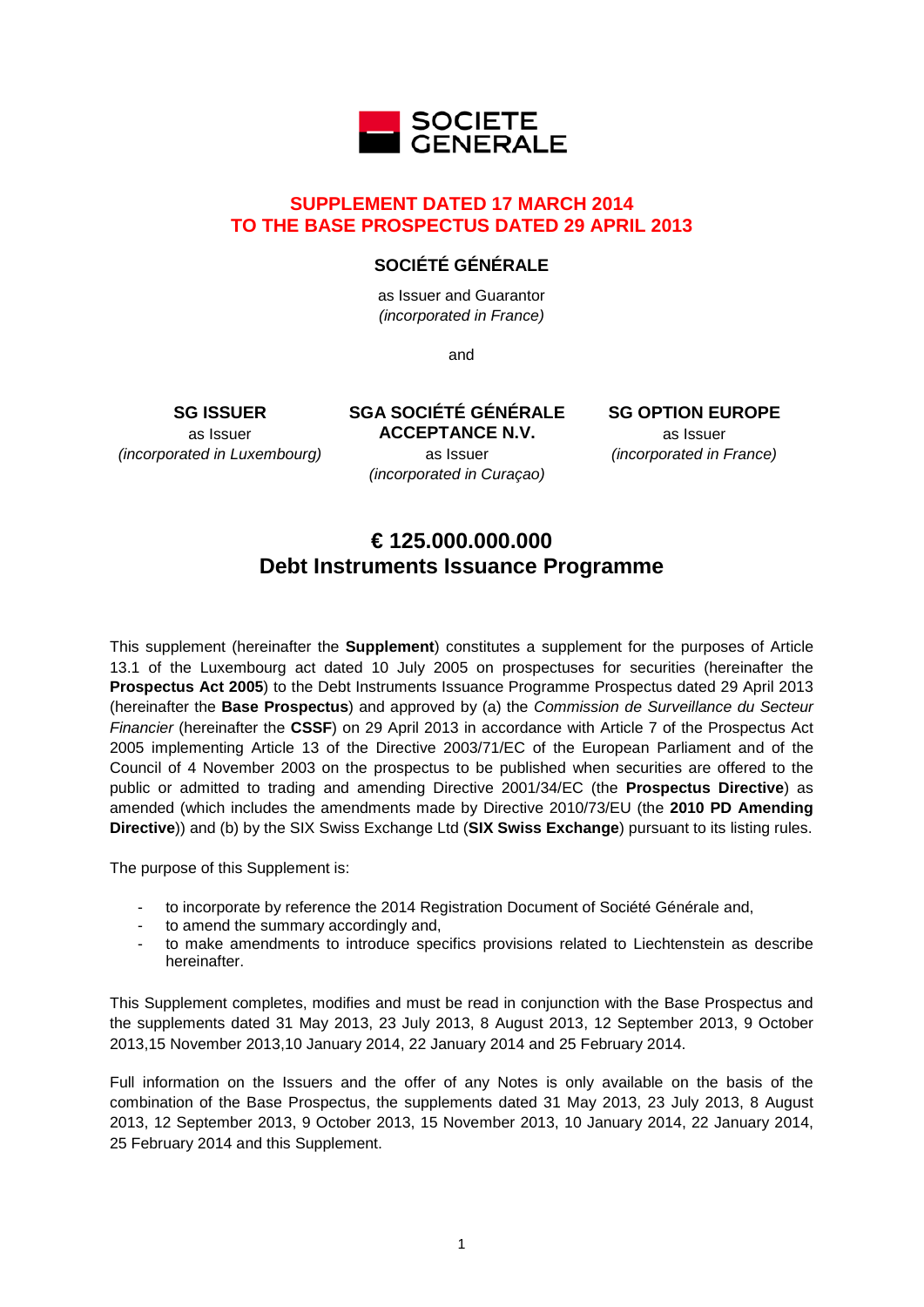SOCIETE GENERALE

## SUPPLEMENT DATED 17 MARCH 2014 TO THE BASE PROSPECTUS DATED 29 APRIL 2013

**SOCIÉTÉ GÉNÉRALE**

as Issuer and Guarantor
*(incorporated in France)*

and

**SG ISSUER**
as Issuer
*(incorporated in Luxembourg)*

**SGA SOCIÉTÉ GÉNÉRALE ACCEPTANCE N.V.**
as Issuer
*(incorporated in Curaçao)*

**SG OPTION EUROPE**
as Issuer
*(incorporated in France)*

# € 125.000.000.000 Debt Instruments Issuance Programme

This supplement (hereinafter the **Supplement**) constitutes a supplement for the purposes of Article 13.1 of the Luxembourg act dated 10 July 2005 on prospectuses for securities (hereinafter the **Prospectus Act 2005**) to the Debt Instruments Issuance Programme Prospectus dated 29 April 2013 (hereinafter the **Base Prospectus**) and approved by (a) the *Commission de Surveillance du Secteur Financier* (hereinafter the **CSSF**) on 29 April 2013 in accordance with Article 7 of the Prospectus Act 2005 implementing Article 13 of the Directive 2003/71/EC of the European Parliament and of the Council of 4 November 2003 on the prospectus to be published when securities are offered to the public or admitted to trading and amending Directive 2001/34/EC (the **Prospectus Directive**) as amended (which includes the amendments made by Directive 2010/73/EU (the **2010 PD Amending Directive**)) and (b) by the SIX Swiss Exchange Ltd (**SIX Swiss Exchange**) pursuant to its listing rules.

The purpose of this Supplement is:

- to incorporate by reference the 2014 Registration Document of Société Générale and,
- to amend the summary accordingly and,
- to make amendments to introduce specifics provisions related to Liechtenstein as describe hereinafter.

This Supplement completes, modifies and must be read in conjunction with the Base Prospectus and the supplements dated 31 May 2013, 23 July 2013, 8 August 2013, 12 September 2013, 9 October 2013,15 November 2013,10 January 2014, 22 January 2014 and 25 February 2014.

Full information on the Issuers and the offer of any Notes is only available on the basis of the combination of the Base Prospectus, the supplements dated 31 May 2013, 23 July 2013, 8 August 2013, 12 September 2013, 9 October 2013, 15 November 2013, 10 January 2014, 22 January 2014, 25 February 2014 and this Supplement.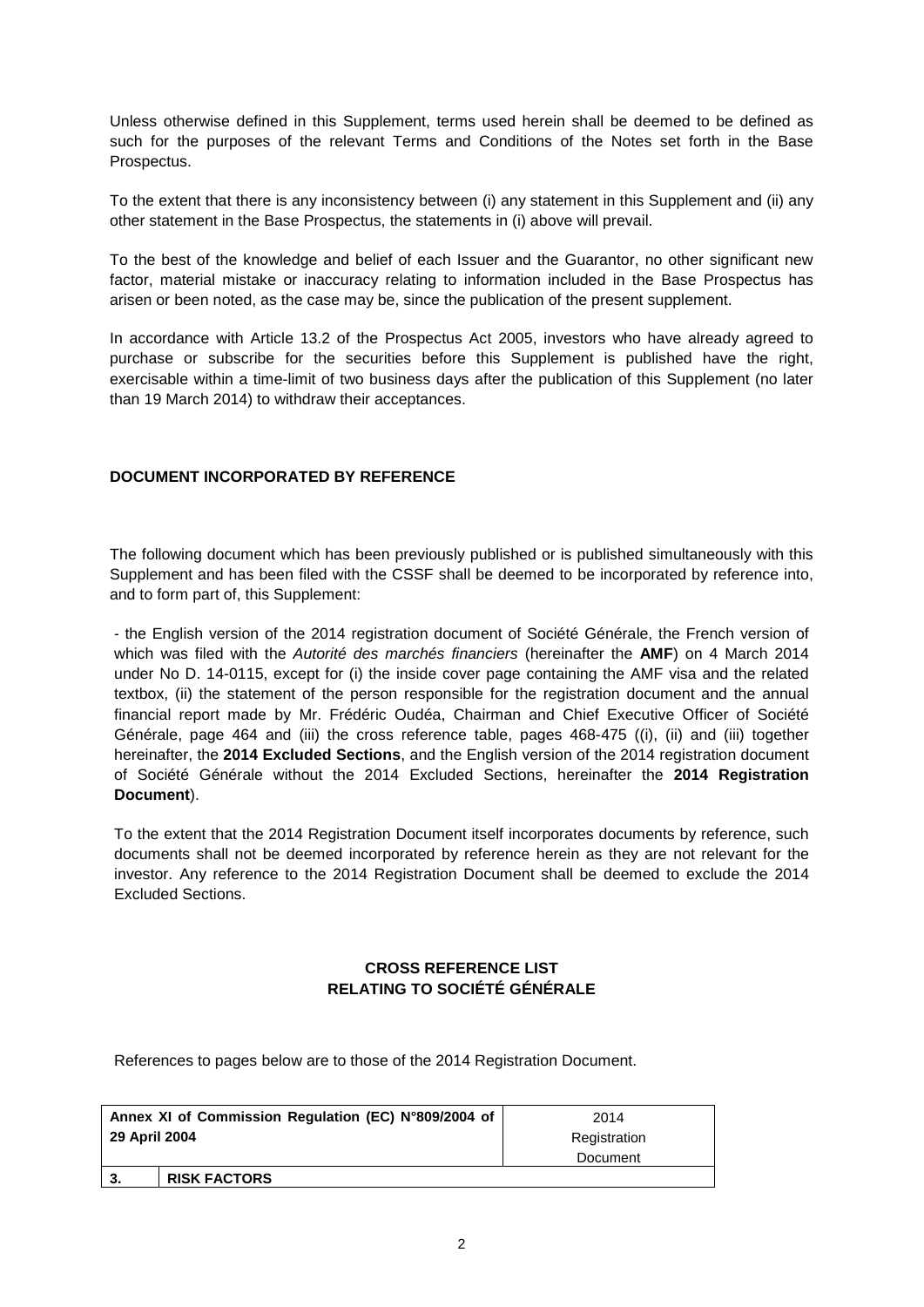Unless otherwise defined in this Supplement, terms used herein shall be deemed to be defined as such for the purposes of the relevant Terms and Conditions of the Notes set forth in the Base Prospectus.

To the extent that there is any inconsistency between (i) any statement in this Supplement and (ii) any other statement in the Base Prospectus, the statements in (i) above will prevail.

To the best of the knowledge and belief of each Issuer and the Guarantor, no other significant new factor, material mistake or inaccuracy relating to information included in the Base Prospectus has arisen or been noted, as the case may be, since the publication of the present supplement.

In accordance with Article 13.2 of the Prospectus Act 2005, investors who have already agreed to purchase or subscribe for the securities before this Supplement is published have the right, exercisable within a time-limit of two business days after the publication of this Supplement (no later than 19 March 2014) to withdraw their acceptances.

## DOCUMENT INCORPORATED BY REFERENCE

The following document which has been previously published or is published simultaneously with this Supplement and has been filed with the CSSF shall be deemed to be incorporated by reference into, and to form part of, this Supplement:

- the English version of the 2014 registration document of Société Générale, the French version of which was filed with the *Autorité des marchés financiers* (hereinafter the **AMF**) on 4 March 2014 under No D. 14-0115, except for (i) the inside cover page containing the AMF visa and the related textbox, (ii) the statement of the person responsible for the registration document and the annual financial report made by Mr. Frédéric Oudéa, Chairman and Chief Executive Officer of Société Générale, page 464 and (iii) the cross reference table, pages 468-475 ((i), (ii) and (iii) together hereinafter, the **2014 Excluded Sections**, and the English version of the 2014 registration document of Société Générale without the 2014 Excluded Sections, hereinafter the **2014 Registration Document**).

To the extent that the 2014 Registration Document itself incorporates documents by reference, such documents shall not be deemed incorporated by reference herein as they are not relevant for the investor. Any reference to the 2014 Registration Document shall be deemed to exclude the 2014 Excluded Sections.

### CROSS REFERENCE LIST RELATING TO SOCIÉTÉ GÉNÉRALE

References to pages below are to those of the 2014 Registration Document.

| **Annex XI of Commission Regulation (EC) N°809/2004 of 29 April 2004** | | 2014 Registration Document |
|---|---|---|
| **3.** | **RISK FACTORS** | |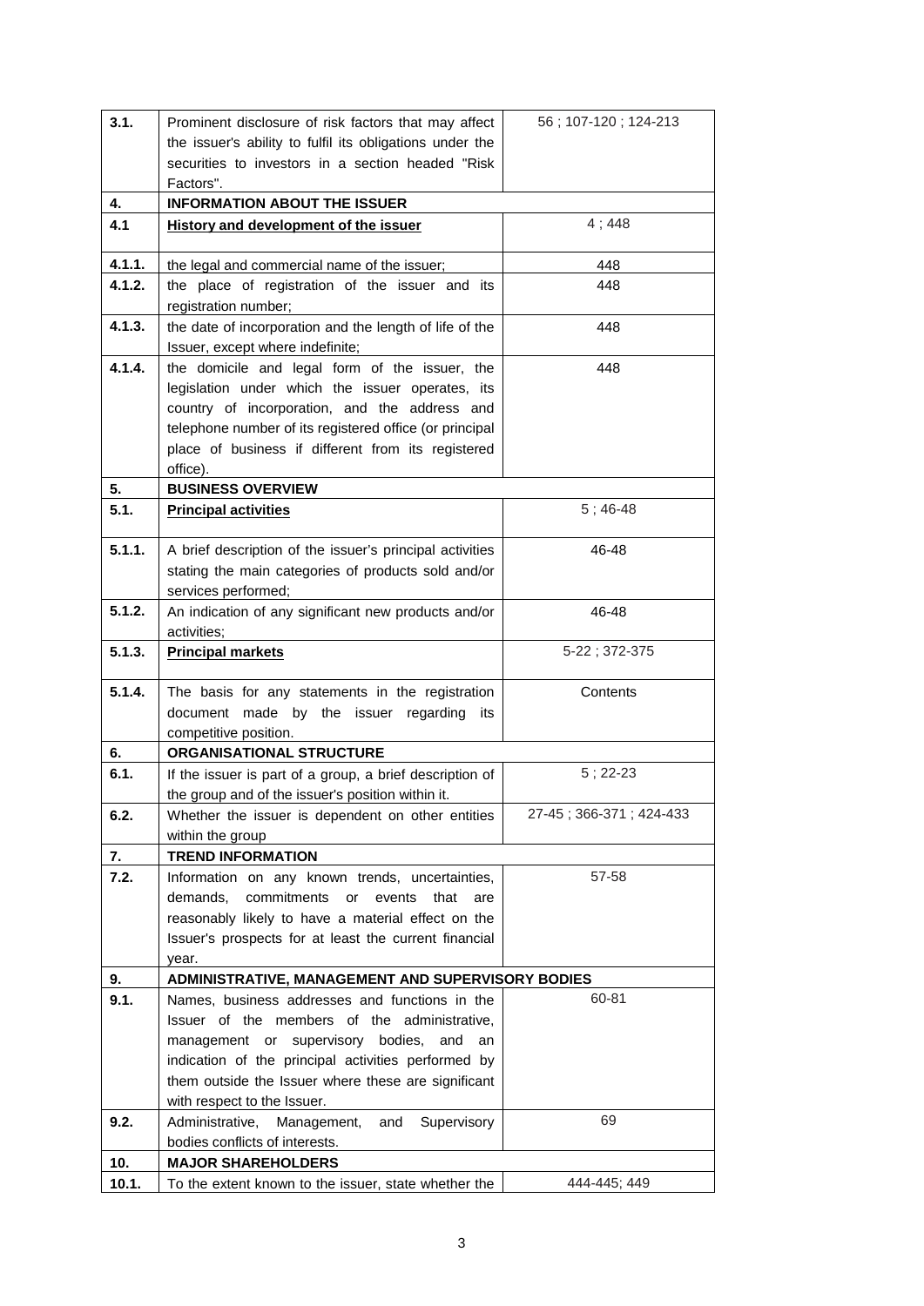| | | |
|---|---|---|
| **3.1.** | Prominent disclosure of risk factors that may affect the issuer's ability to fulfil its obligations under the securities to investors in a section headed "Risk Factors". | 56 ; 107-120 ; 124-213 |
| **4.** | **INFORMATION ABOUT THE ISSUER** | |
| **4.1** | **History and development of the issuer** | 4 ; 448 |
| **4.1.1.** | the legal and commercial name of the issuer; | 448 |
| **4.1.2.** | the place of registration of the issuer and its registration number; | 448 |
| **4.1.3.** | the date of incorporation and the length of life of the Issuer, except where indefinite; | 448 |
| **4.1.4.** | the domicile and legal form of the issuer, the legislation under which the issuer operates, its country of incorporation, and the address and telephone number of its registered office (or principal place of business if different from its registered office). | 448 |
| **5.** | **BUSINESS OVERVIEW** | |
| **5.1.** | **Principal activities** | 5 ; 46-48 |
| **5.1.1.** | A brief description of the issuer's principal activities stating the main categories of products sold and/or services performed; | 46-48 |
| **5.1.2.** | An indication of any significant new products and/or activities; | 46-48 |
| **5.1.3.** | **Principal markets** | 5-22 ; 372-375 |
| **5.1.4.** | The basis for any statements in the registration document made by the issuer regarding its competitive position. | Contents |
| **6.** | **ORGANISATIONAL STRUCTURE** | |
| **6.1.** | If the issuer is part of a group, a brief description of the group and of the issuer's position within it. | 5 ; 22-23 |
| **6.2.** | Whether the issuer is dependent on other entities within the group | 27-45 ; 366-371 ; 424-433 |
| **7.** | **TREND INFORMATION** | |
| **7.2.** | Information on any known trends, uncertainties, demands, commitments or events that are reasonably likely to have a material effect on the Issuer's prospects for at least the current financial year. | 57-58 |
| **9.** | **ADMINISTRATIVE, MANAGEMENT AND SUPERVISORY BODIES** | |
| **9.1.** | Names, business addresses and functions in the Issuer of the members of the administrative, management or supervisory bodies, and an indication of the principal activities performed by them outside the Issuer where these are significant with respect to the Issuer. | 60-81 |
| **9.2.** | Administrative, Management, and Supervisory bodies conflicts of interests. | 69 |
| **10.** | **MAJOR SHAREHOLDERS** | |
| **10.1.** | To the extent known to the issuer, state whether the | 444-445; 449 |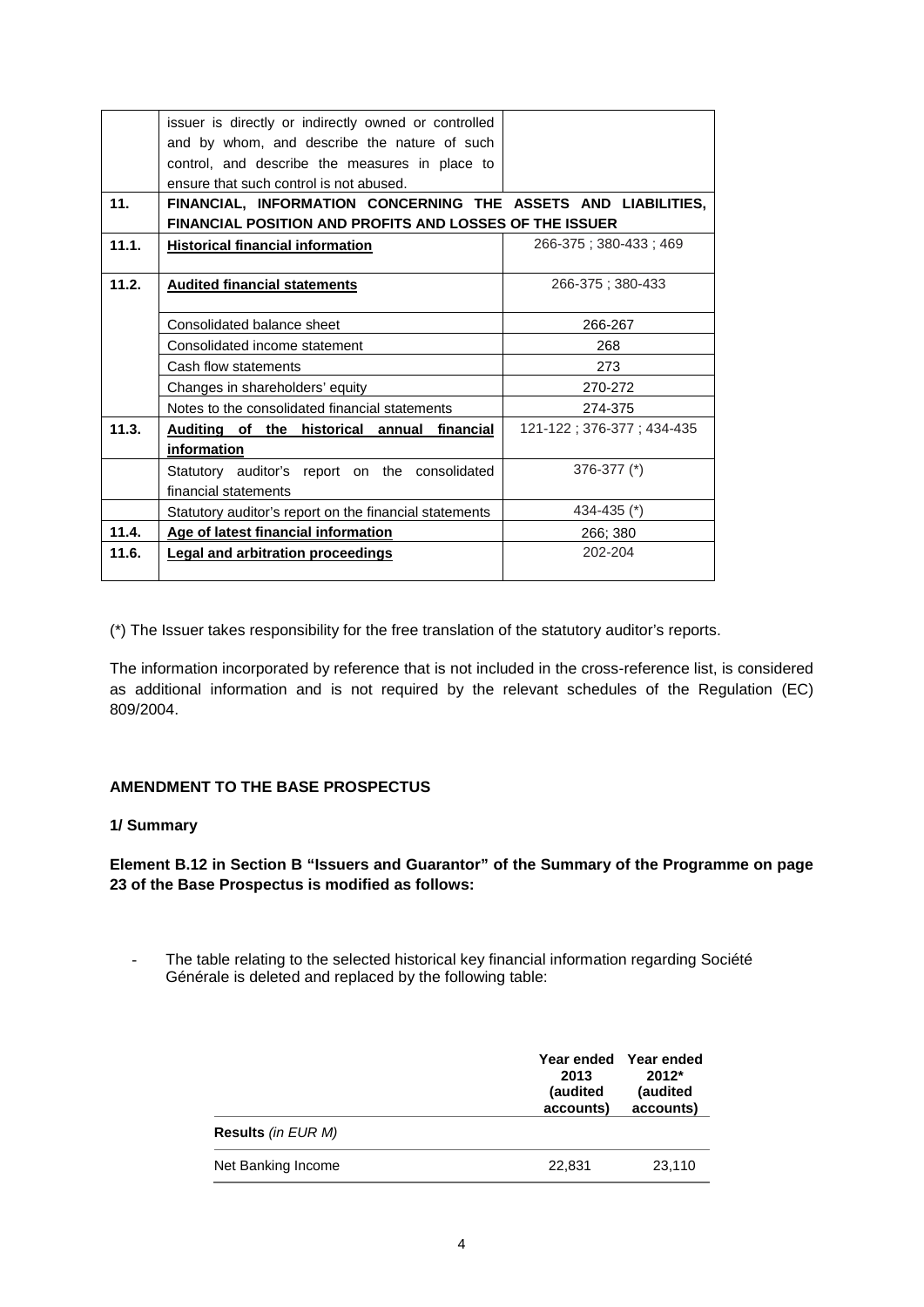|  |  |  |
|---|---|---|
|  | issuer is directly or indirectly owned or controlled and by whom, and describe the nature of such control, and describe the measures in place to ensure that such control is not abused. |  |
| **11.** | **FINANCIAL, INFORMATION CONCERNING THE ASSETS AND LIABILITIES, FINANCIAL POSITION AND PROFITS AND LOSSES OF THE ISSUER** |  |
| **11.1.** | **Historical financial information** | 266-375 ; 380-433 ; 469 |
| **11.2.** | **Audited financial statements** | 266-375 ; 380-433 |
|  | Consolidated balance sheet | 266-267 |
|  | Consolidated income statement | 268 |
|  | Cash flow statements | 273 |
|  | Changes in shareholders' equity | 270-272 |
|  | Notes to the consolidated financial statements | 274-375 |
| **11.3.** | **Auditing of the historical annual financial information** | 121-122 ; 376-377 ; 434-435 |
|  | Statutory auditor's report on the consolidated financial statements | 376-377 (*) |
|  | Statutory auditor's report on the financial statements | 434-435 (*) |
| **11.4.** | **Age of latest financial information** | 266; 380 |
| **11.6.** | **Legal and arbitration proceedings** | 202-204 |

(*) The Issuer takes responsibility for the free translation of the statutory auditor's reports.

The information incorporated by reference that is not included in the cross-reference list, is considered as additional information and is not required by the relevant schedules of the Regulation (EC) 809/2004.

**AMENDMENT TO THE BASE PROSPECTUS**

**1/ Summary**

**Element B.12 in Section B "Issuers and Guarantor" of the Summary of the Programme on page 23 of the Base Prospectus is modified as follows:**

- The table relating to the selected historical key financial information regarding Société Générale is deleted and replaced by the following table:

|  | Year ended 2013 (audited accounts) | Year ended 2012* (audited accounts) |
|---|---|---|
| **Results** *(in EUR M)* |  |  |
| Net Banking Income | 22,831 | 23,110 |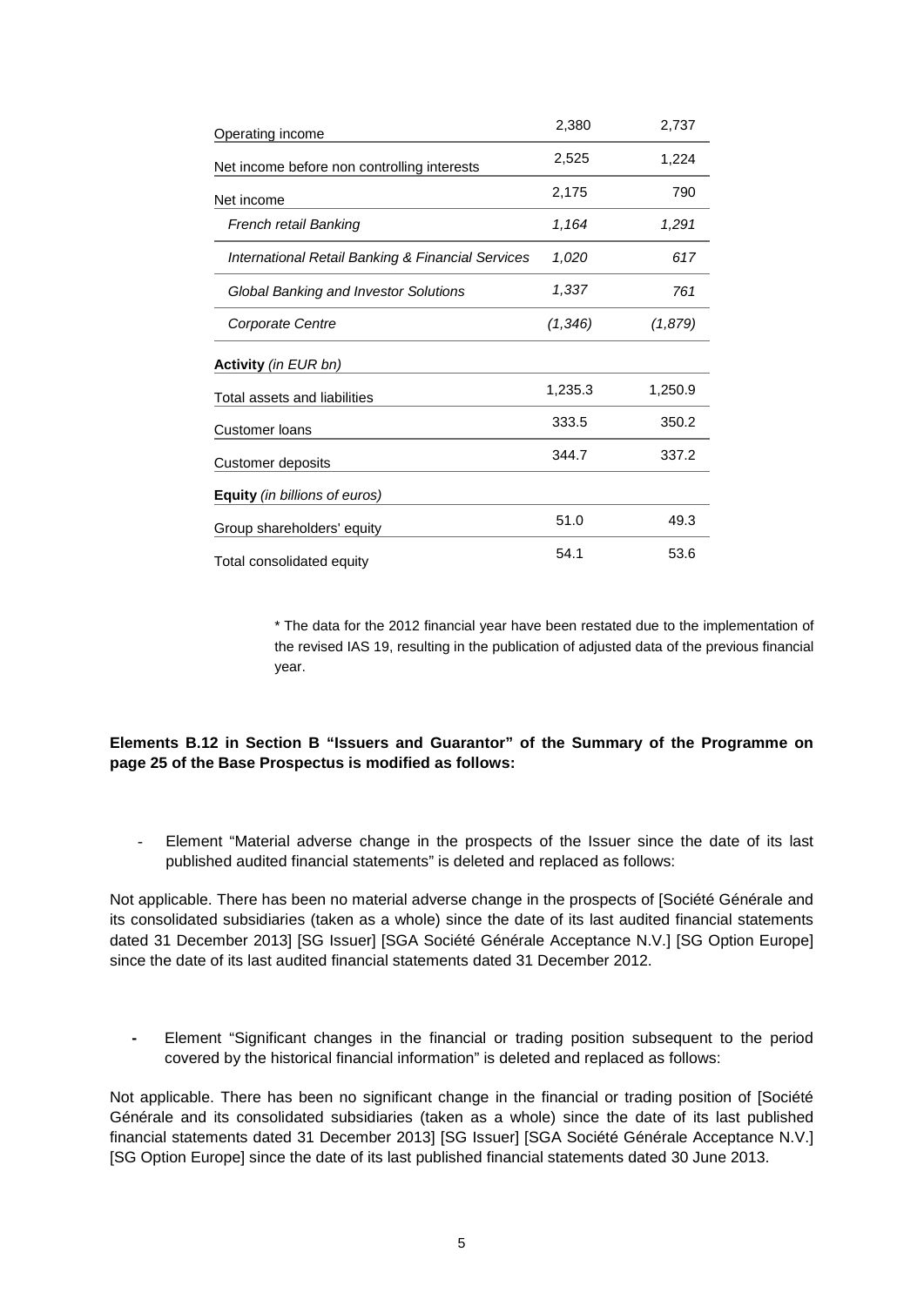| | | |
|---|---|---|
| Operating income | 2,380 | 2,737 |
| Net income before non controlling interests | 2,525 | 1,224 |
| Net income | 2,175 | 790 |
| *French retail Banking* | *1,164* | *1,291* |
| *International Retail Banking & Financial Services* | *1,020* | *617* |
| *Global Banking and Investor Solutions* | *1,337* | *761* |
| *Corporate Centre* | *(1,346)* | *(1,879)* |
| **Activity** *(in EUR bn)* | | |
| Total assets and liabilities | 1,235.3 | 1,250.9 |
| Customer loans | 333.5 | 350.2 |
| Customer deposits | 344.7 | 337.2 |
| **Equity** *(in billions of euros)* | | |
| Group shareholders' equity | 51.0 | 49.3 |
| Total consolidated equity | 54.1 | 53.6 |

\* The data for the 2012 financial year have been restated due to the implementation of the revised IAS 19, resulting in the publication of adjusted data of the previous financial year.

**Elements B.12 in Section B "Issuers and Guarantor" of the Summary of the Programme on page 25 of the Base Prospectus is modified as follows:**

- Element "Material adverse change in the prospects of the Issuer since the date of its last published audited financial statements" is deleted and replaced as follows:

Not applicable. There has been no material adverse change in the prospects of [Société Générale and its consolidated subsidiaries (taken as a whole) since the date of its last audited financial statements dated 31 December 2013] [SG Issuer] [SGA Société Générale Acceptance N.V.] [SG Option Europe] since the date of its last audited financial statements dated 31 December 2012.

- Element "Significant changes in the financial or trading position subsequent to the period covered by the historical financial information" is deleted and replaced as follows:

Not applicable. There has been no significant change in the financial or trading position of [Société Générale and its consolidated subsidiaries (taken as a whole) since the date of its last published financial statements dated 31 December 2013] [SG Issuer] [SGA Société Générale Acceptance N.V.] [SG Option Europe] since the date of its last published financial statements dated 30 June 2013.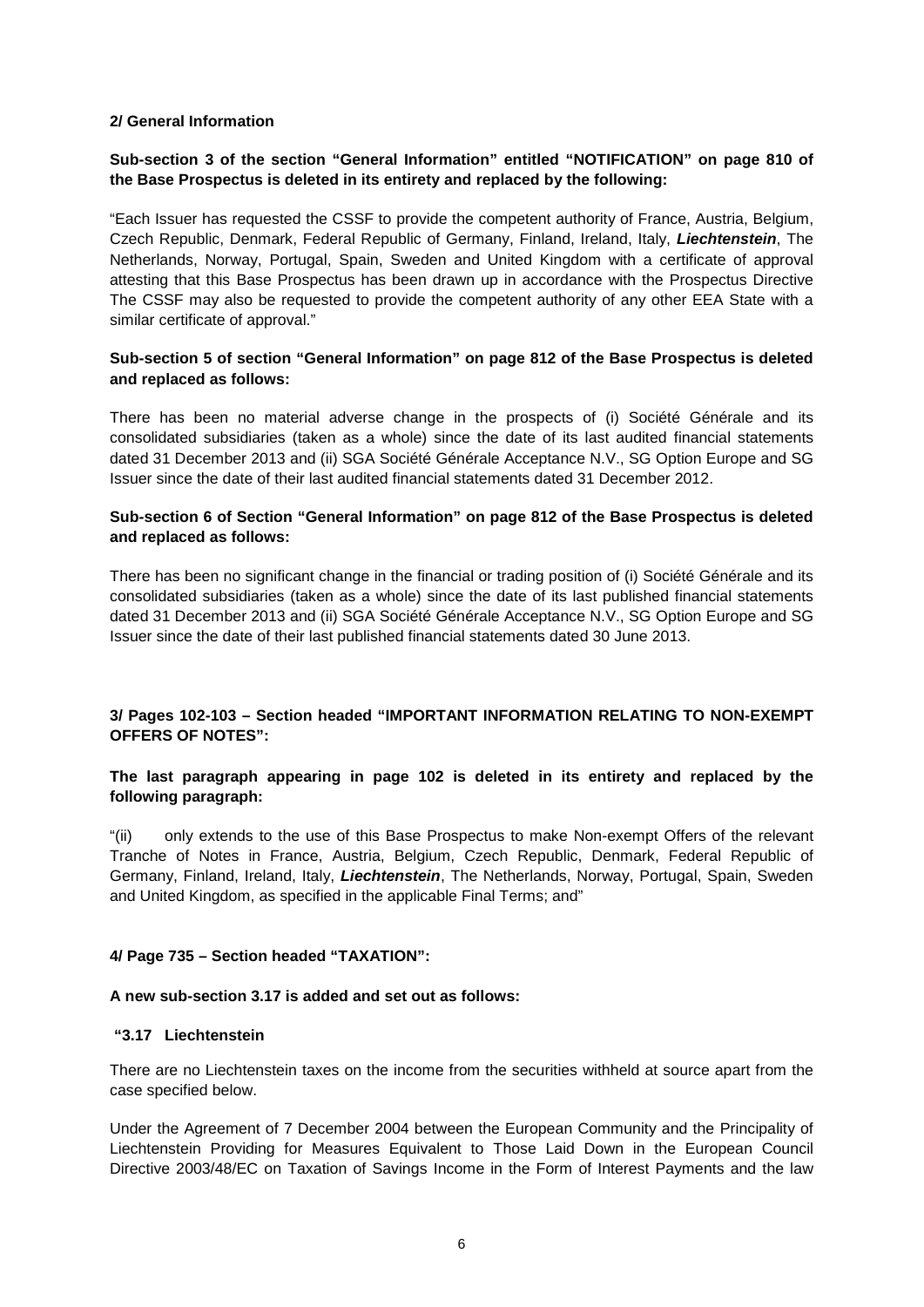**2/ General Information**

**Sub-section 3 of the section "General Information" entitled "NOTIFICATION" on page 810 of the Base Prospectus is deleted in its entirety and replaced by the following:**

"Each Issuer has requested the CSSF to provide the competent authority of France, Austria, Belgium, Czech Republic, Denmark, Federal Republic of Germany, Finland, Ireland, Italy, ***Liechtenstein***, The Netherlands, Norway, Portugal, Spain, Sweden and United Kingdom with a certificate of approval attesting that this Base Prospectus has been drawn up in accordance with the Prospectus Directive The CSSF may also be requested to provide the competent authority of any other EEA State with a similar certificate of approval."

**Sub-section 5 of section "General Information" on page 812 of the Base Prospectus is deleted and replaced as follows:**

There has been no material adverse change in the prospects of (i) Société Générale and its consolidated subsidiaries (taken as a whole) since the date of its last audited financial statements dated 31 December 2013 and (ii) SGA Société Générale Acceptance N.V., SG Option Europe and SG Issuer since the date of their last audited financial statements dated 31 December 2012.

**Sub-section 6 of Section "General Information" on page 812 of the Base Prospectus is deleted and replaced as follows:**

There has been no significant change in the financial or trading position of (i) Société Générale and its consolidated subsidiaries (taken as a whole) since the date of its last published financial statements dated 31 December 2013 and (ii) SGA Société Générale Acceptance N.V., SG Option Europe and SG Issuer since the date of their last published financial statements dated 30 June 2013.

**3/ Pages 102-103 – Section headed "IMPORTANT INFORMATION RELATING TO NON-EXEMPT OFFERS OF NOTES":**

**The last paragraph appearing in page 102 is deleted in its entirety and replaced by the following paragraph:**

"(ii) only extends to the use of this Base Prospectus to make Non-exempt Offers of the relevant Tranche of Notes in France, Austria, Belgium, Czech Republic, Denmark, Federal Republic of Germany, Finland, Ireland, Italy, ***Liechtenstein***, The Netherlands, Norway, Portugal, Spain, Sweden and United Kingdom, as specified in the applicable Final Terms; and"

**4/ Page 735 – Section headed "TAXATION":**

**A new sub-section 3.17 is added and set out as follows:**

**"3.17 Liechtenstein**

There are no Liechtenstein taxes on the income from the securities withheld at source apart from the case specified below.

Under the Agreement of 7 December 2004 between the European Community and the Principality of Liechtenstein Providing for Measures Equivalent to Those Laid Down in the European Council Directive 2003/48/EC on Taxation of Savings Income in the Form of Interest Payments and the law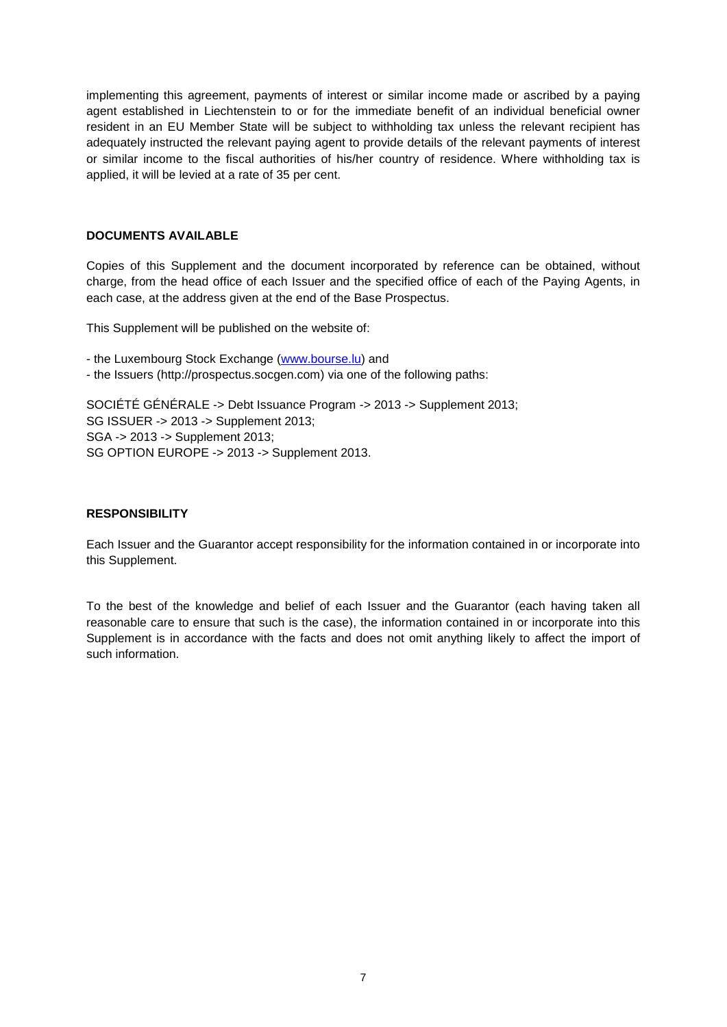implementing this agreement, payments of interest or similar income made or ascribed by a paying agent established in Liechtenstein to or for the immediate benefit of an individual beneficial owner resident in an EU Member State will be subject to withholding tax unless the relevant recipient has adequately instructed the relevant paying agent to provide details of the relevant payments of interest or similar income to the fiscal authorities of his/her country of residence. Where withholding tax is applied, it will be levied at a rate of 35 per cent.

## DOCUMENTS AVAILABLE

Copies of this Supplement and the document incorporated by reference can be obtained, without charge, from the head office of each Issuer and the specified office of each of the Paying Agents, in each case, at the address given at the end of the Base Prospectus.

This Supplement will be published on the website of:

- the Luxembourg Stock Exchange (www.bourse.lu) and
- the Issuers (http://prospectus.socgen.com) via one of the following paths:

SOCIÉTÉ GÉNÉRALE -> Debt Issuance Program -> 2013 -> Supplement 2013;
SG ISSUER -> 2013 -> Supplement 2013;
SGA -> 2013 -> Supplement 2013;
SG OPTION EUROPE -> 2013 -> Supplement 2013.

## RESPONSIBILITY

Each Issuer and the Guarantor accept responsibility for the information contained in or incorporate into this Supplement.

To the best of the knowledge and belief of each Issuer and the Guarantor (each having taken all reasonable care to ensure that such is the case), the information contained in or incorporate into this Supplement is in accordance with the facts and does not omit anything likely to affect the import of such information.